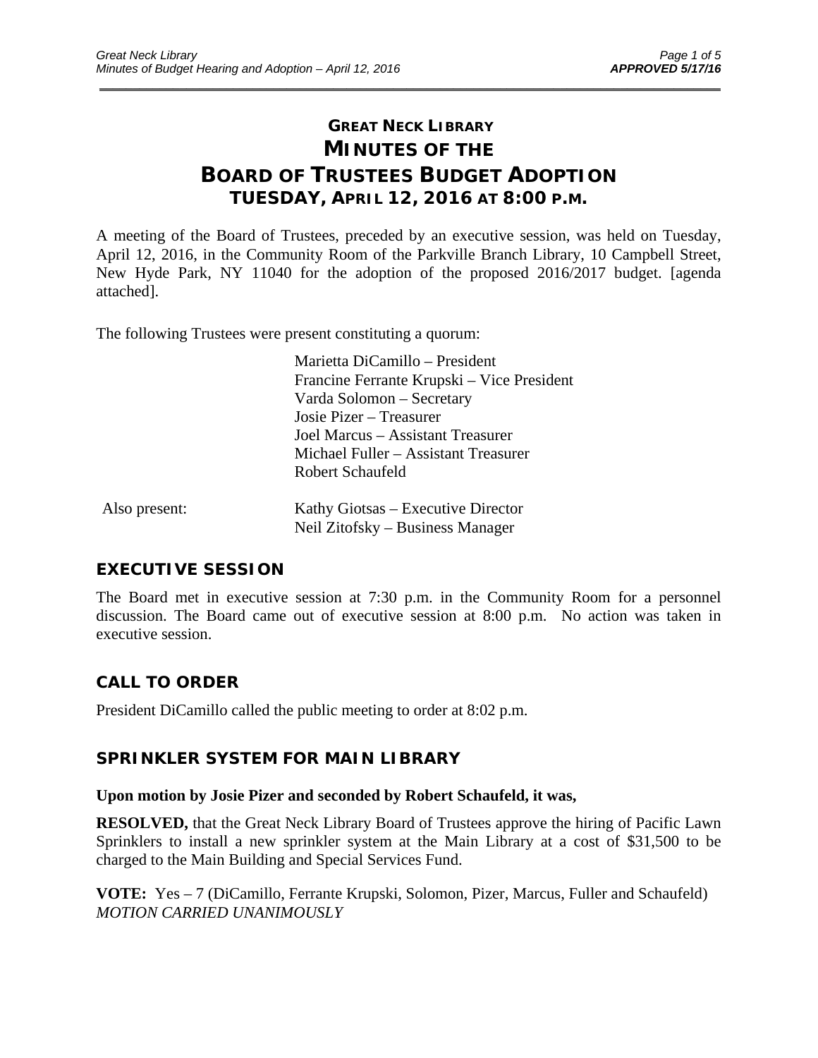# GREAT NECK LIBRARY
# MINUTES OF THE
# BOARD OF TRUSTEES BUDGET ADOPTION
## TUESDAY, APRIL 12, 2016 AT 8:00 P.M.

A meeting of the Board of Trustees, preceded by an executive session, was held on Tuesday, April 12, 2016, in the Community Room of the Parkville Branch Library, 10 Campbell Street, New Hyde Park, NY 11040 for the adoption of the proposed 2016/2017 budget. [agenda attached].

The following Trustees were present constituting a quorum:

Marietta DiCamillo – President
Francine Ferrante Krupski – Vice President
Varda Solomon – Secretary
Josie Pizer – Treasurer
Joel Marcus – Assistant Treasurer
Michael Fuller – Assistant Treasurer
Robert Schaufeld

Also present:

Kathy Giotsas – Executive Director
Neil Zitofsky – Business Manager

## EXECUTIVE SESSION

The Board met in executive session at 7:30 p.m. in the Community Room for a personnel discussion. The Board came out of executive session at 8:00 p.m. No action was taken in executive session.

## CALL TO ORDER

President DiCamillo called the public meeting to order at 8:02 p.m.

## SPRINKLER SYSTEM FOR MAIN LIBRARY

**Upon motion by Josie Pizer and seconded by Robert Schaufeld, it was,**

**RESOLVED,** that the Great Neck Library Board of Trustees approve the hiring of Pacific Lawn Sprinklers to install a new sprinkler system at the Main Library at a cost of $31,500 to be charged to the Main Building and Special Services Fund.

**VOTE:** Yes – 7 (DiCamillo, Ferrante Krupski, Solomon, Pizer, Marcus, Fuller and Schaufeld)
*MOTION CARRIED UNANIMOUSLY*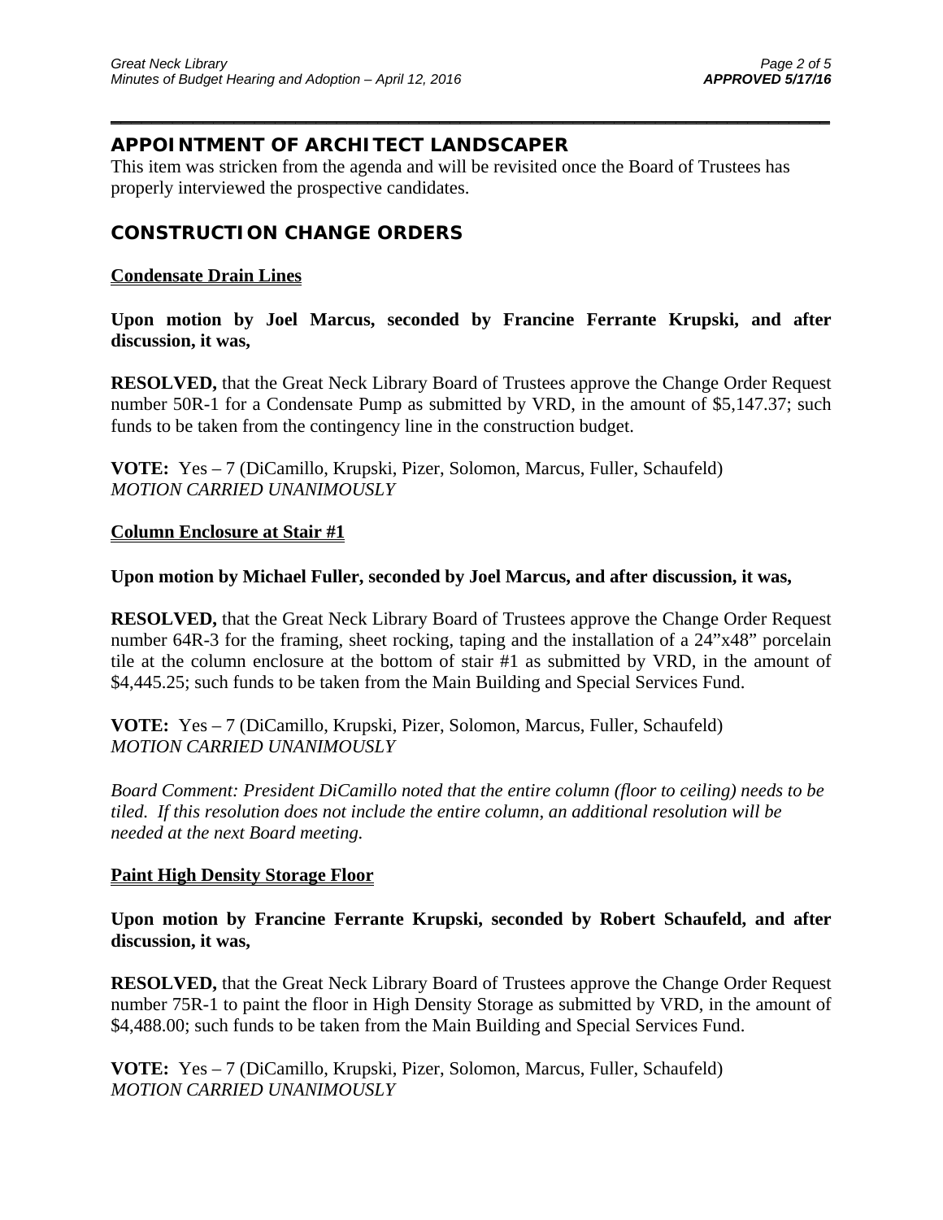## APPOINTMENT OF ARCHITECT LANDSCAPER

This item was stricken from the agenda and will be revisited once the Board of Trustees has properly interviewed the prospective candidates.

## CONSTRUCTION CHANGE ORDERS

**Condensate Drain Lines**

**Upon motion by Joel Marcus, seconded by Francine Ferrante Krupski, and after discussion, it was,**

**RESOLVED,** that the Great Neck Library Board of Trustees approve the Change Order Request number 50R-1 for a Condensate Pump as submitted by VRD, in the amount of $5,147.37; such funds to be taken from the contingency line in the construction budget.

**VOTE:** Yes – 7 (DiCamillo, Krupski, Pizer, Solomon, Marcus, Fuller, Schaufeld)
*MOTION CARRIED UNANIMOUSLY*

**Column Enclosure at Stair #1**

**Upon motion by Michael Fuller, seconded by Joel Marcus, and after discussion, it was,**

**RESOLVED,** that the Great Neck Library Board of Trustees approve the Change Order Request number 64R-3 for the framing, sheet rocking, taping and the installation of a 24"x48" porcelain tile at the column enclosure at the bottom of stair #1 as submitted by VRD, in the amount of $4,445.25; such funds to be taken from the Main Building and Special Services Fund.

**VOTE:** Yes – 7 (DiCamillo, Krupski, Pizer, Solomon, Marcus, Fuller, Schaufeld)
*MOTION CARRIED UNANIMOUSLY*

*Board Comment: President DiCamillo noted that the entire column (floor to ceiling) needs to be tiled. If this resolution does not include the entire column, an additional resolution will be needed at the next Board meeting.*

**Paint High Density Storage Floor**

**Upon motion by Francine Ferrante Krupski, seconded by Robert Schaufeld, and after discussion, it was,**

**RESOLVED,** that the Great Neck Library Board of Trustees approve the Change Order Request number 75R-1 to paint the floor in High Density Storage as submitted by VRD, in the amount of $4,488.00; such funds to be taken from the Main Building and Special Services Fund.

**VOTE:** Yes – 7 (DiCamillo, Krupski, Pizer, Solomon, Marcus, Fuller, Schaufeld)
*MOTION CARRIED UNANIMOUSLY*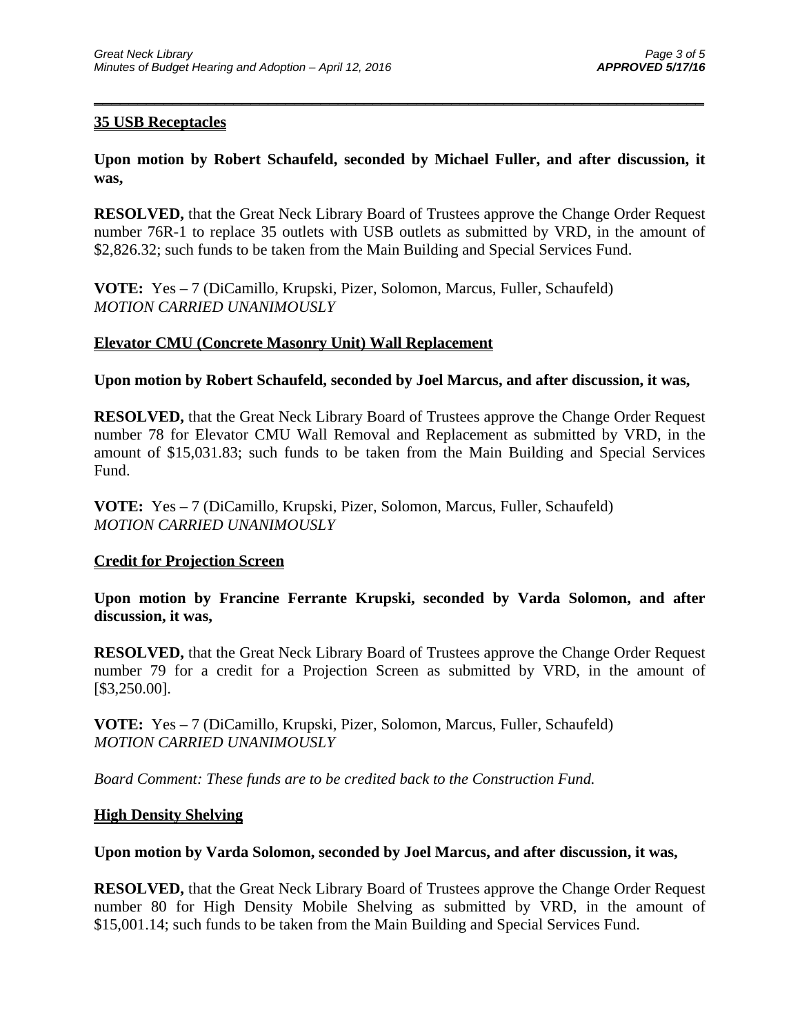**35 USB Receptacles**

**Upon motion by Robert Schaufeld, seconded by Michael Fuller, and after discussion, it was,**

**RESOLVED,** that the Great Neck Library Board of Trustees approve the Change Order Request number 76R-1 to replace 35 outlets with USB outlets as submitted by VRD, in the amount of $2,826.32; such funds to be taken from the Main Building and Special Services Fund.

**VOTE:** Yes – 7 (DiCamillo, Krupski, Pizer, Solomon, Marcus, Fuller, Schaufeld)
*MOTION CARRIED UNANIMOUSLY*

**Elevator CMU (Concrete Masonry Unit) Wall Replacement**

**Upon motion by Robert Schaufeld, seconded by Joel Marcus, and after discussion, it was,**

**RESOLVED,** that the Great Neck Library Board of Trustees approve the Change Order Request number 78 for Elevator CMU Wall Removal and Replacement as submitted by VRD, in the amount of $15,031.83; such funds to be taken from the Main Building and Special Services Fund.

**VOTE:** Yes – 7 (DiCamillo, Krupski, Pizer, Solomon, Marcus, Fuller, Schaufeld)
*MOTION CARRIED UNANIMOUSLY*

**Credit for Projection Screen**

**Upon motion by Francine Ferrante Krupski, seconded by Varda Solomon, and after discussion, it was,**

**RESOLVED,** that the Great Neck Library Board of Trustees approve the Change Order Request number 79 for a credit for a Projection Screen as submitted by VRD, in the amount of [$3,250.00].

**VOTE:** Yes – 7 (DiCamillo, Krupski, Pizer, Solomon, Marcus, Fuller, Schaufeld)
*MOTION CARRIED UNANIMOUSLY*

*Board Comment: These funds are to be credited back to the Construction Fund.*

**High Density Shelving**

**Upon motion by Varda Solomon, seconded by Joel Marcus, and after discussion, it was,**

**RESOLVED,** that the Great Neck Library Board of Trustees approve the Change Order Request number 80 for High Density Mobile Shelving as submitted by VRD, in the amount of $15,001.14; such funds to be taken from the Main Building and Special Services Fund.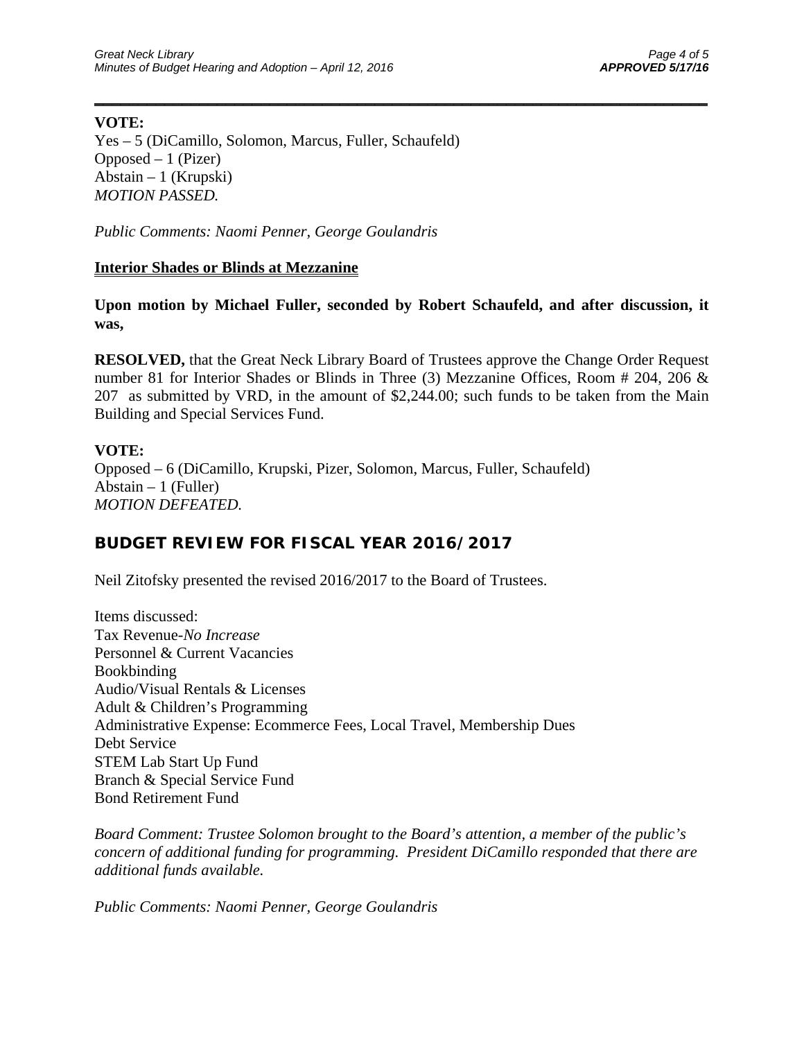**VOTE:**
Yes – 5 (DiCamillo, Solomon, Marcus, Fuller, Schaufeld)
Opposed – 1 (Pizer)
Abstain – 1 (Krupski)
*MOTION PASSED.*

*Public Comments: Naomi Penner, George Goulandris*

**Interior Shades or Blinds at Mezzanine**

**Upon motion by Michael Fuller, seconded by Robert Schaufeld, and after discussion, it was,**

**RESOLVED,** that the Great Neck Library Board of Trustees approve the Change Order Request number 81 for Interior Shades or Blinds in Three (3) Mezzanine Offices, Room # 204, 206 & 207 as submitted by VRD, in the amount of $2,244.00; such funds to be taken from the Main Building and Special Services Fund.

**VOTE:**
Opposed – 6 (DiCamillo, Krupski, Pizer, Solomon, Marcus, Fuller, Schaufeld)
Abstain – 1 (Fuller)
*MOTION DEFEATED.*

## BUDGET REVIEW FOR FISCAL YEAR 2016/2017

Neil Zitofsky presented the revised 2016/2017 to the Board of Trustees.

Items discussed:
Tax Revenue-*No Increase*
Personnel & Current Vacancies
Bookbinding
Audio/Visual Rentals & Licenses
Adult & Children's Programming
Administrative Expense: Ecommerce Fees, Local Travel, Membership Dues
Debt Service
STEM Lab Start Up Fund
Branch & Special Service Fund
Bond Retirement Fund

*Board Comment: Trustee Solomon brought to the Board's attention, a member of the public's concern of additional funding for programming. President DiCamillo responded that there are additional funds available.*

*Public Comments: Naomi Penner, George Goulandris*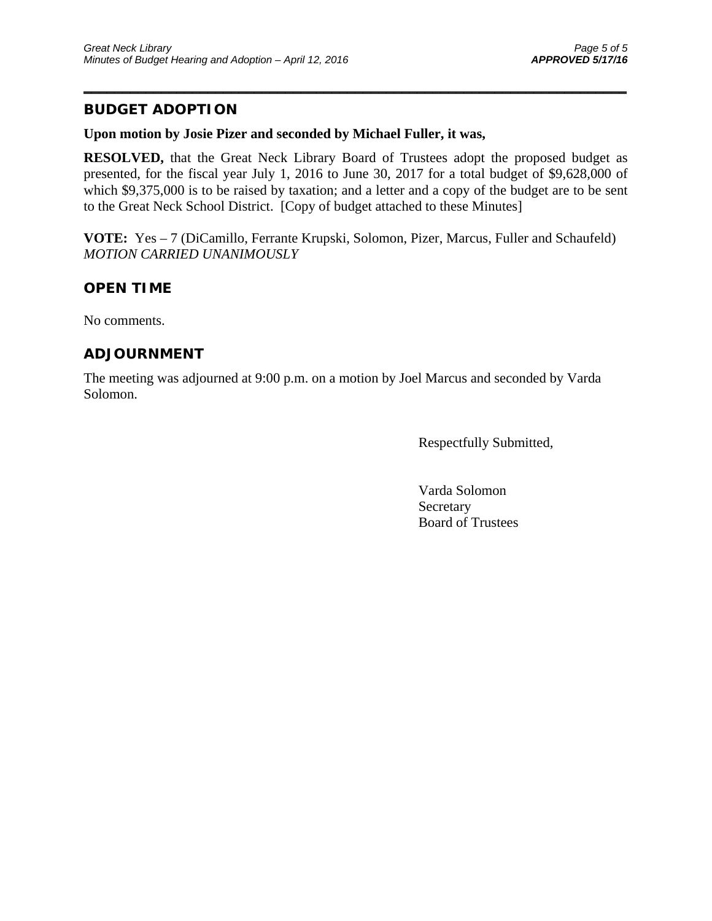## BUDGET ADOPTION

**Upon motion by Josie Pizer and seconded by Michael Fuller, it was,**

**RESOLVED,** that the Great Neck Library Board of Trustees adopt the proposed budget as presented, for the fiscal year July 1, 2016 to June 30, 2017 for a total budget of $9,628,000 of which $9,375,000 is to be raised by taxation; and a letter and a copy of the budget are to be sent to the Great Neck School District. [Copy of budget attached to these Minutes]

**VOTE:** Yes – 7 (DiCamillo, Ferrante Krupski, Solomon, Pizer, Marcus, Fuller and Schaufeld)
*MOTION CARRIED UNANIMOUSLY*

## OPEN TIME

No comments.

## ADJOURNMENT

The meeting was adjourned at 9:00 p.m. on a motion by Joel Marcus and seconded by Varda Solomon.

Respectfully Submitted,

Varda Solomon
Secretary
Board of Trustees